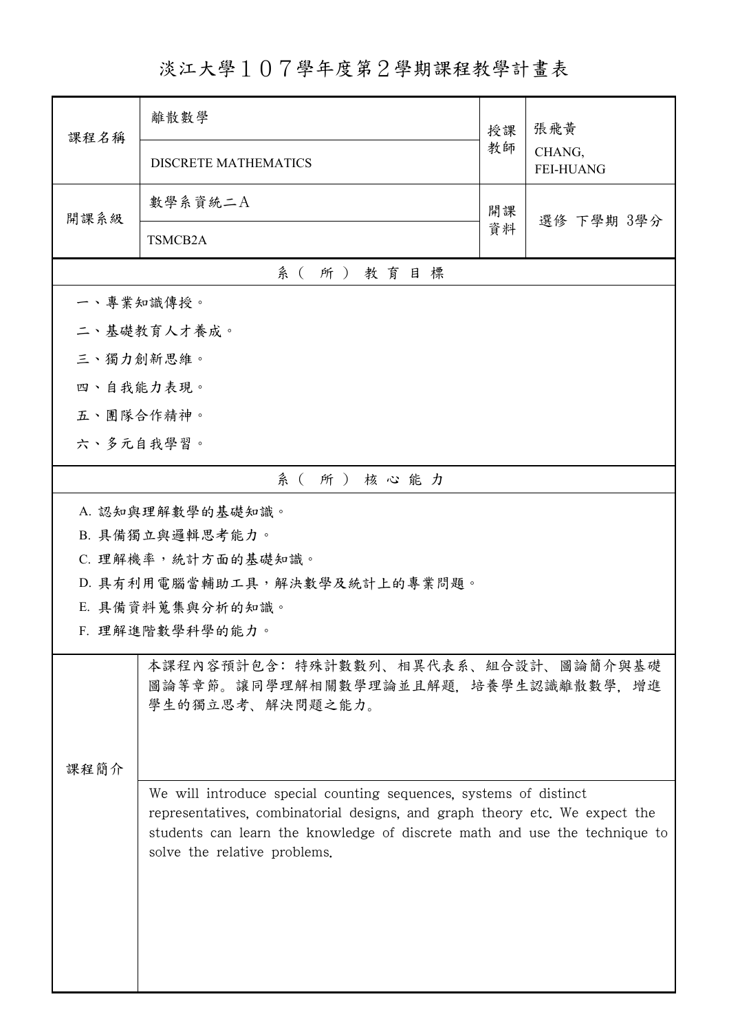# 淡江大學１０７學年度第２學期課程教學計畫表

| 課程名稱 | 離散數學 | 授課教師 | 張飛黃 |
|---|---|---|---|
| | DISCRETE MATHEMATICS | | CHANG, FEI-HUANG |
| 開課系級 | 數學系資統二A | 開課資料 | 選修 下學期 3學分 |
| | TSMCB2A | | |

## 系（所）教育目標

一、專業知識傳授。

二、基礎教育人才養成。

三、獨力創新思維。

四、自我能力表現。

五、團隊合作精神。

六、多元自我學習。

## 系（所）核心能力

A. 認知與理解數學的基礎知識。

B. 具備獨立與邏輯思考能力。

C. 理解機率，統計方面的基礎知識。

D. 具有利用電腦當輔助工具，解決數學及統計上的專業問題。

E. 具備資料蒐集與分析的知識。

F. 理解進階數學科學的能力。

## 課程簡介

本課程內容預計包含：特殊計數數列、相異代表系、組合設計、圖論簡介與基礎圖論等章節。讓同學理解相關數學理論並且解題，培養學生認識離散數學，增進學生的獨立思考、解決問題之能力。

We will introduce special counting sequences, systems of distinct representatives, combinatorial designs, and graph theory etc. We expect the students can learn the knowledge of discrete math and use the technique to solve the relative problems.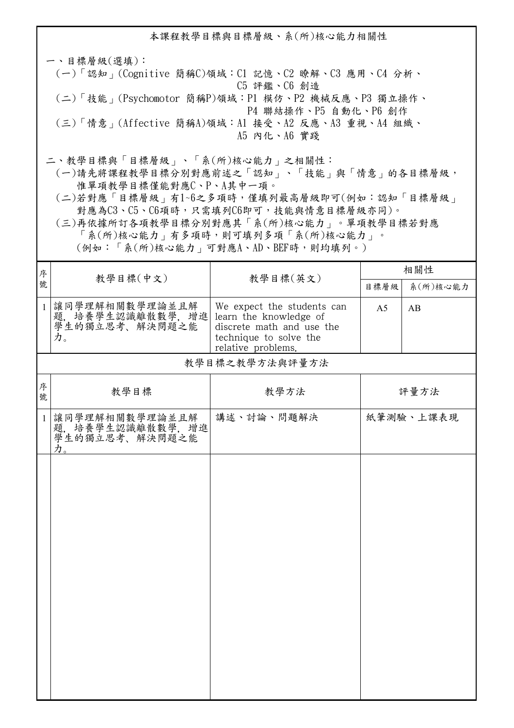## 本課程教學目標與目標層級、系(所)核心能力相關性

一、目標層級(選填)：

(一)「認知」(Cognitive 簡稱C)領域：C1 記憶、C2 瞭解、C3 應用、C4 分析、C5 評鑑、C6 創造

(二)「技能」(Psychomotor 簡稱P)領域：P1 模仿、P2 機械反應、P3 獨立操作、P4 聯結操作、P5 自動化、P6 創作

(三)「情意」(Affective 簡稱A)領域：A1 接受、A2 反應、A3 重視、A4 組織、A5 內化、A6 實踐

二、教學目標與「目標層級」、「系(所)核心能力」之相關性：

(一)請先將課程教學目標分別對應前述之「認知」、「技能」與「情意」的各目標層級，惟單項教學目標僅能對應C、P、A其中一項。

(二)若對應「目標層級」有1~6之多項時，僅填列最高層級即可(例如：認知「目標層級」對應為C3、C5、C6項時，只需填列C6即可，技能與情意目標層級亦同)。

(三)再依據所訂各項教學目標分別對應其「系(所)核心能力」。單項教學目標若對應「系(所)核心能力」有多項時，則可填列多項「系(所)核心能力」。(例如：「系(所)核心能力」可對應A、AD、BEF時，則均填列。)

| 序號 | 教學目標(中文) | 教學目標(英文) | 相關性 | |
|---|---|---|---|---|
| | | | 目標層級 | 系(所)核心能力 |
| 1 | 讓同學理解相關數學理論並且解題，培養學生認識離散數學，增進學生的獨立思考、解決問題之能力。 | We expect the students can learn the knowledge of discrete math and use the technique to solve the relative problems. | A5 | AB |

## 教學目標之教學方法與評量方法

| 序號 | 教學目標 | 教學方法 | 評量方法 |
|---|---|---|---|
| 1 | 讓同學理解相關數學理論並且解題，培養學生認識離散數學，增進學生的獨立思考、解決問題之能力。 | 講述、討論、問題解決 | 紙筆測驗、上課表現 |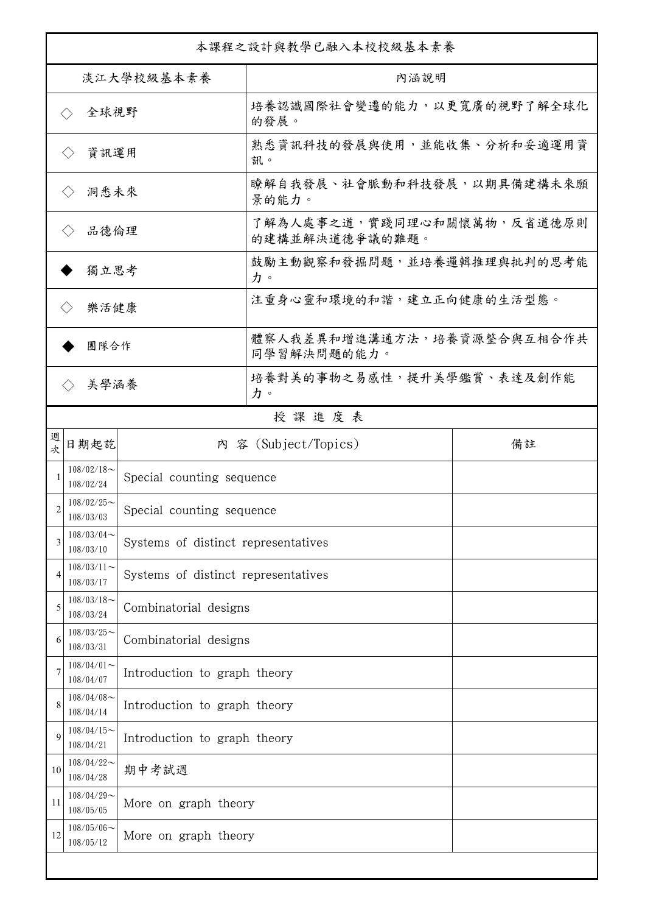本課程之設計與教學已融入本校校級基本素養

| 淡江大學校級基本素養 | 內涵說明 |
| --- | --- |
| ◇ 全球視野 | 培養認識國際社會變遷的能力，以更寬廣的視野了解全球化的發展。 |
| ◇ 資訊運用 | 熟悉資訊科技的發展與使用，並能收集、分析和妥適運用資訊。 |
| ◇ 洞悉未來 | 瞭解自我發展、社會脈動和科技發展，以期具備建構未來願景的能力。 |
| ◇ 品德倫理 | 了解為人處事之道，實踐同理心和關懷萬物，反省道德原則的建構並解決道德爭議的難題。 |
| ◆ 獨立思考 | 鼓勵主動觀察和發掘問題，並培養邏輯推理與批判的思考能力。 |
| ◇ 樂活健康 | 注重身心靈和環境的和諧，建立正向健康的生活型態。 |
| ◆ 團隊合作 | 體察人我差異和增進溝通方法，培養資源整合與互相合作共同學習解決問題的能力。 |
| ◇ 美學涵養 | 培養對美的事物之易感性，提升美學鑑賞、表達及創作能力。 |

授 課 進 度 表

| 週次 | 日期起訖 | 內 容 (Subject/Topics) | 備註 |
| --- | --- | --- | --- |
| 1 | 108/02/18～108/02/24 | Special counting sequence | |
| 2 | 108/02/25～108/03/03 | Special counting sequence | |
| 3 | 108/03/04～108/03/10 | Systems of distinct representatives | |
| 4 | 108/03/11～108/03/17 | Systems of distinct representatives | |
| 5 | 108/03/18～108/03/24 | Combinatorial designs | |
| 6 | 108/03/25～108/03/31 | Combinatorial designs | |
| 7 | 108/04/01～108/04/07 | Introduction to graph theory | |
| 8 | 108/04/08～108/04/14 | Introduction to graph theory | |
| 9 | 108/04/15～108/04/21 | Introduction to graph theory | |
| 10 | 108/04/22～108/04/28 | 期中考試週 | |
| 11 | 108/04/29～108/05/05 | More on graph theory | |
| 12 | 108/05/06～108/05/12 | More on graph theory | |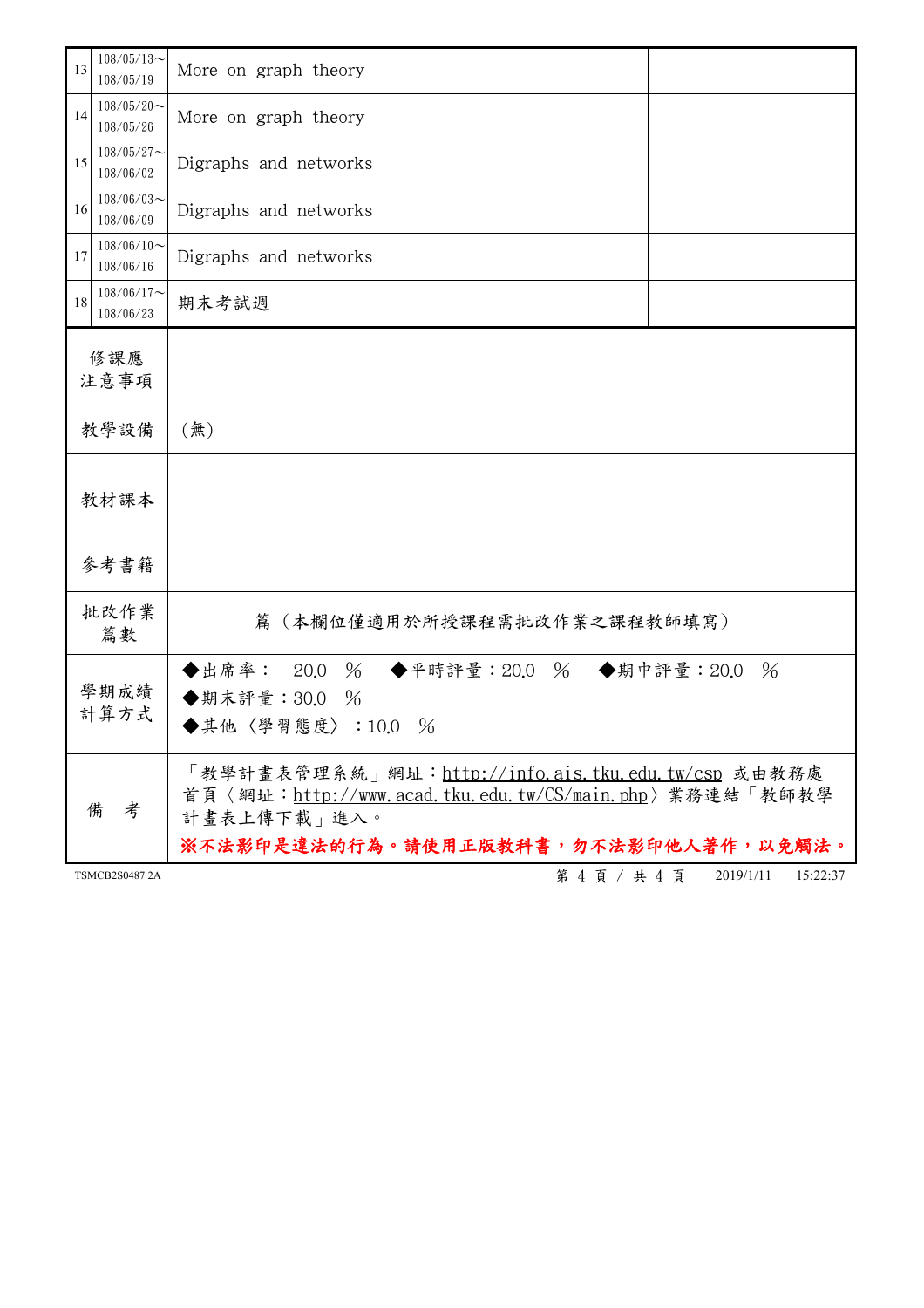| | | | |
|---|---|---|---|
| 13 | 108/05/13～<br>108/05/19 | More on graph theory | |
| 14 | 108/05/20～<br>108/05/26 | More on graph theory | |
| 15 | 108/05/27～<br>108/06/02 | Digraphs and networks | |
| 16 | 108/06/03～<br>108/06/09 | Digraphs and networks | |
| 17 | 108/06/10～<br>108/06/16 | Digraphs and networks | |
| 18 | 108/06/17～<br>108/06/23 | 期末考試週 | |

| | |
|---|---|
| 修課應注意事項 | |
| 教學設備 | (無) |
| 教材課本 | |
| 參考書籍 | |
| 批改作業篇數 | 篇（本欄位僅適用於所授課程需批改作業之課程教師填寫） |
| 學期成績計算方式 | ◆出席率： 20.0 ％ ◆平時評量：20.0 ％ ◆期中評量：20.0 ％<br>◆期末評量：30.0 ％<br>◆其他〈學習態度〉：10.0 ％ |
| 備考 | 「教學計畫表管理系統」網址：http://info.ais.tku.edu.tw/csp 或由教務處首頁〈網址：http://www.acad.tku.edu.tw/CS/main.php〉業務連結「教師教學計畫表上傳下載」進入。<br>**※不法影印是違法的行為。請使用正版教科書，勿不法影印他人著作，以免觸法。** |

TSMCB2S0487 2A